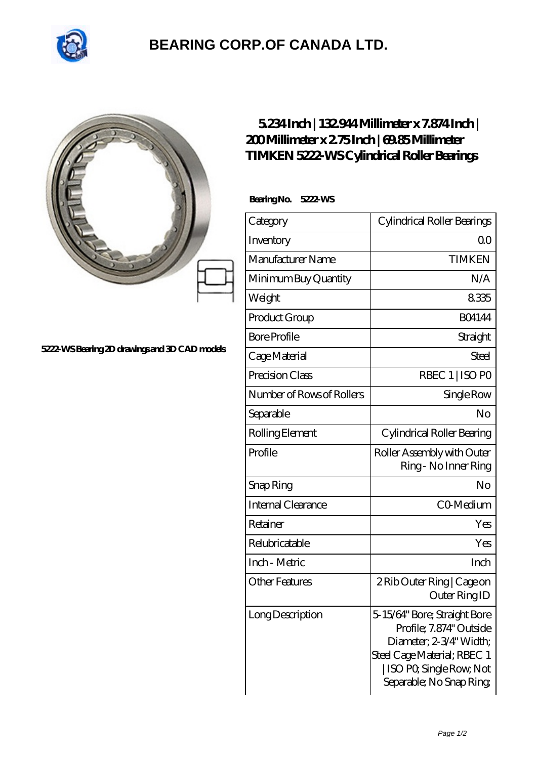# BEARING CORP.OF CANADA LTD.

5222-WS Bearing 2D drawings and 3D CAD models

## 5.234 Inch | 132.944 Millimeter x 7.874 Inch | 200 Millimeter x 2.75 Inch | 69.85 Millimeter TIMKEN 5222-WS Cylindrical Roller Bearings

**Bearing No. 5222-WS**

| Category | Cylindrical Roller Bearings |
| --- | --- |
| Inventory | 0.0 |
| Manufacturer Name | TIMKEN |
| Minimum Buy Quantity | N/A |
| Weight | 8.335 |
| Product Group | B04144 |
| Bore Profile | Straight |
| Cage Material | Steel |
| Precision Class | RBEC 1 \| ISO P0 |
| Number of Rows of Rollers | Single Row |
| Separable | No |
| Rolling Element | Cylindrical Roller Bearing |
| Profile | Roller Assembly with Outer Ring - No Inner Ring |
| Snap Ring | No |
| Internal Clearance | C0-Medium |
| Retainer | Yes |
| Relubricatable | Yes |
| Inch - Metric | Inch |
| Other Features | 2 Rib Outer Ring \| Cage on Outer Ring ID |
| Long Description | 5-15/64" Bore; Straight Bore Profile; 7.874" Outside Diameter; 2-3/4" Width; Steel Cage Material; RBEC 1 \| ISO P0; Single Row; Not Separable; No Snap Ring; |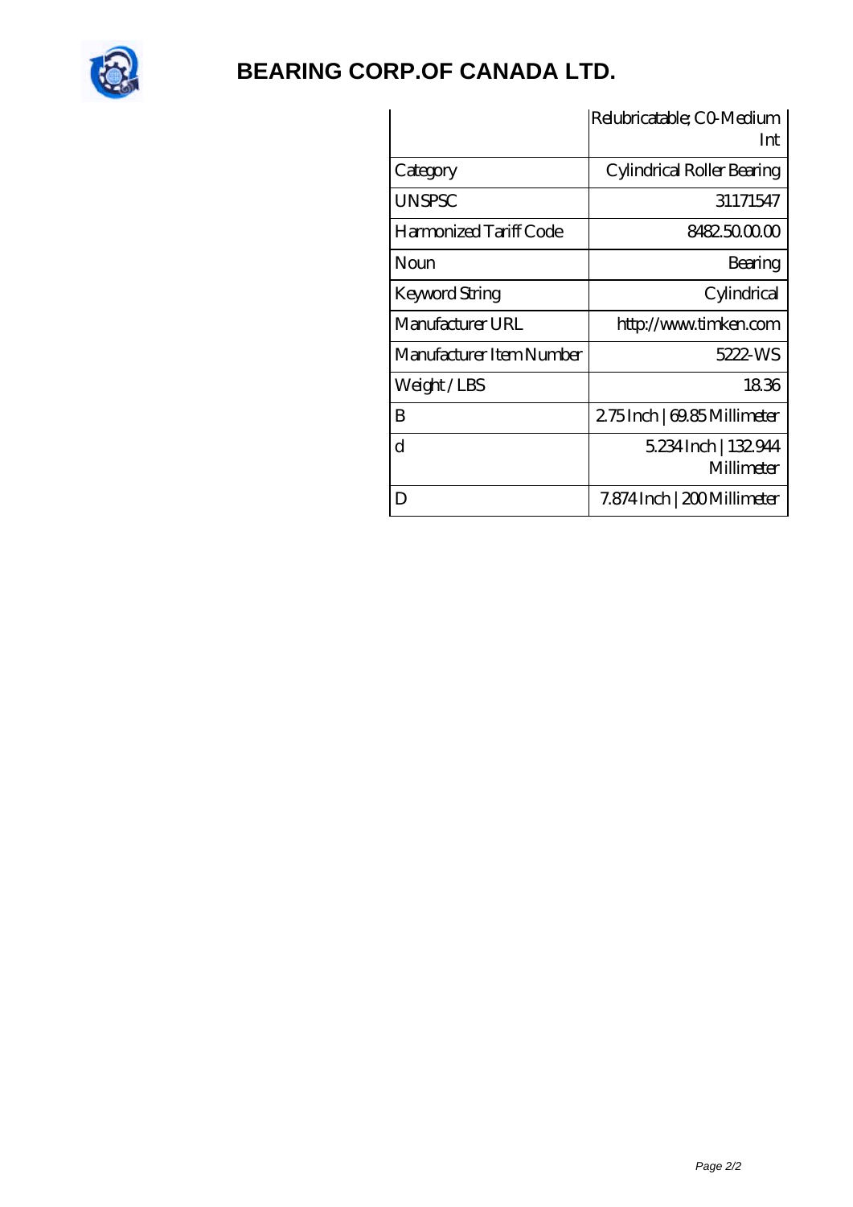# BEARING CORP.OF CANADA LTD.

| | |
|---|---|
| | Relubricatable; C0-Medium Int |
| Category | Cylindrical Roller Bearing |
| UNSPSC | 31171547 |
| Harmonized Tariff Code | 8482.50.00.00 |
| Noun | Bearing |
| Keyword String | Cylindrical |
| Manufacturer URL | http://www.timken.com |
| Manufacturer Item Number | 5222-WS |
| Weight / LBS | 18.36 |
| B | 2.75 Inch \| 69.85 Millimeter |
| d | 5.234 Inch \| 132.944 Millimeter |
| D | 7.874 Inch \| 200 Millimeter |